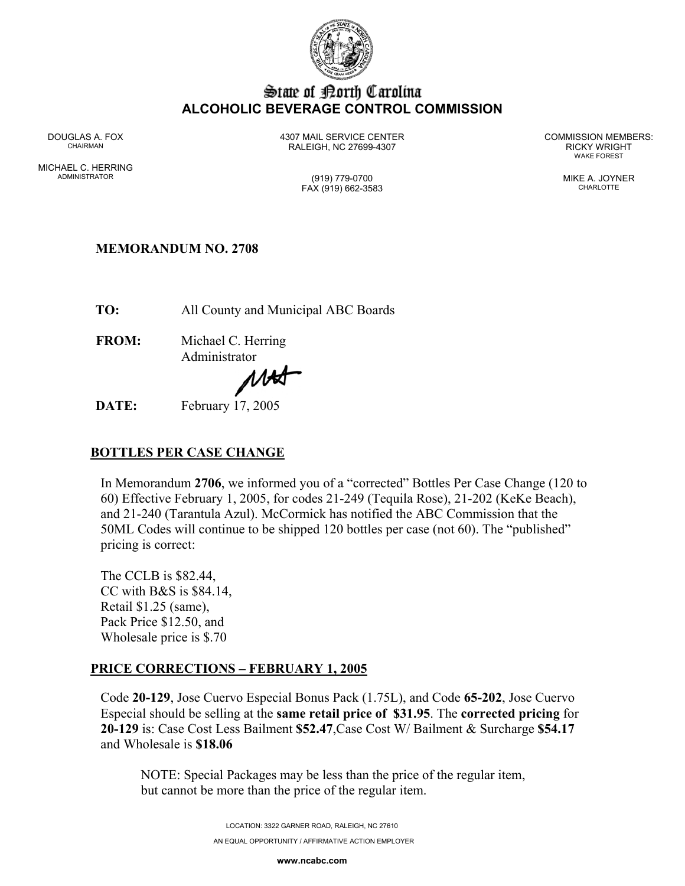# State of North Carolina
## ALCOHOLIC BEVERAGE CONTROL COMMISSION

DOUGLAS A. FOX
CHAIRMAN

MICHAEL C. HERRING
ADMINISTRATOR

4307 MAIL SERVICE CENTER
RALEIGH, NC 27699-4307

(919) 779-0700
FAX (919) 662-3583

COMMISSION MEMBERS:
RICKY WRIGHT
WAKE FOREST

MIKE A. JOYNER
CHARLOTTE

**MEMORANDUM NO. 2708**

**TO:** All County and Municipal ABC Boards

**FROM:** Michael C. Herring
Administrator

**DATE:** February 17, 2005

## BOTTLES PER CASE CHANGE

In Memorandum **2706**, we informed you of a "corrected" Bottles Per Case Change (120 to 60) Effective February 1, 2005, for codes 21-249 (Tequila Rose), 21-202 (KeKe Beach), and 21-240 (Tarantula Azul). McCormick has notified the ABC Commission that the 50ML Codes will continue to be shipped 120 bottles per case (not 60). The "published" pricing is correct:

The CCLB is $82.44,
CC with B&S is $84.14,
Retail $1.25 (same),
Pack Price $12.50, and
Wholesale price is $.70

## PRICE CORRECTIONS – FEBRUARY 1, 2005

Code **20-129**, Jose Cuervo Especial Bonus Pack (1.75L), and Code **65-202**, Jose Cuervo Especial should be selling at the **same retail price of $31.95**. The **corrected pricing** for **20-129** is: Case Cost Less Bailment **$52.47**, Case Cost W/ Bailment & Surcharge **$54.17** and Wholesale is **$18.06**

> NOTE: Special Packages may be less than the price of the regular item, but cannot be more than the price of the regular item.

LOCATION: 3322 GARNER ROAD, RALEIGH, NC 27610
AN EQUAL OPPORTUNITY / AFFIRMATIVE ACTION EMPLOYER
**www.ncabc.com**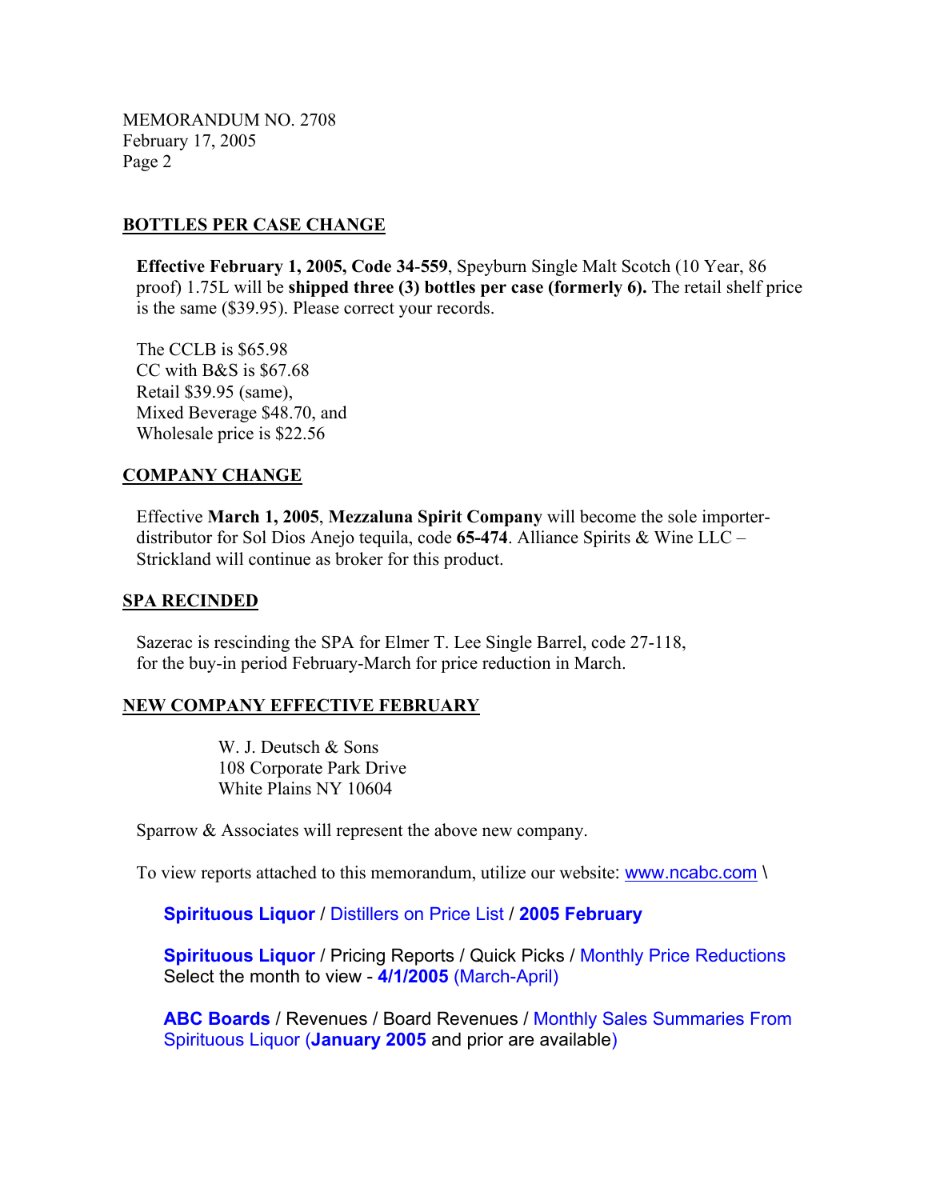MEMORANDUM NO. 2708
February 17, 2005
Page 2

## BOTTLES PER CASE CHANGE

**Effective February 1, 2005, Code 34-559**, Speyburn Single Malt Scotch (10 Year, 86 proof) 1.75L will be **shipped three (3) bottles per case (formerly 6).** The retail shelf price is the same ($39.95). Please correct your records.

The CCLB is $65.98
CC with B&S is $67.68
Retail $39.95 (same),
Mixed Beverage $48.70, and
Wholesale price is $22.56

## COMPANY CHANGE

Effective **March 1, 2005**, **Mezzaluna Spirit Company** will become the sole importer-distributor for Sol Dios Anejo tequila, code **65-474**. Alliance Spirits & Wine LLC – Strickland will continue as broker for this product.

## SPA RECINDED

Sazerac is rescinding the SPA for Elmer T. Lee Single Barrel, code 27-118, for the buy-in period February-March for price reduction in March.

## NEW COMPANY EFFECTIVE FEBRUARY

W. J. Deutsch & Sons
108 Corporate Park Drive
White Plains NY 10604

Sparrow & Associates will represent the above new company.

To view reports attached to this memorandum, utilize our website: www.ncabc.com \

**Spirituous Liquor** / Distillers on Price List / **2005 February**

**Spirituous Liquor** / Pricing Reports / Quick Picks / Monthly Price Reductions
Select the month to view - **4/1/2005** (March-April)

**ABC Boards** / Revenues / Board Revenues / Monthly Sales Summaries From Spirituous Liquor (**January 2005** and prior are available)